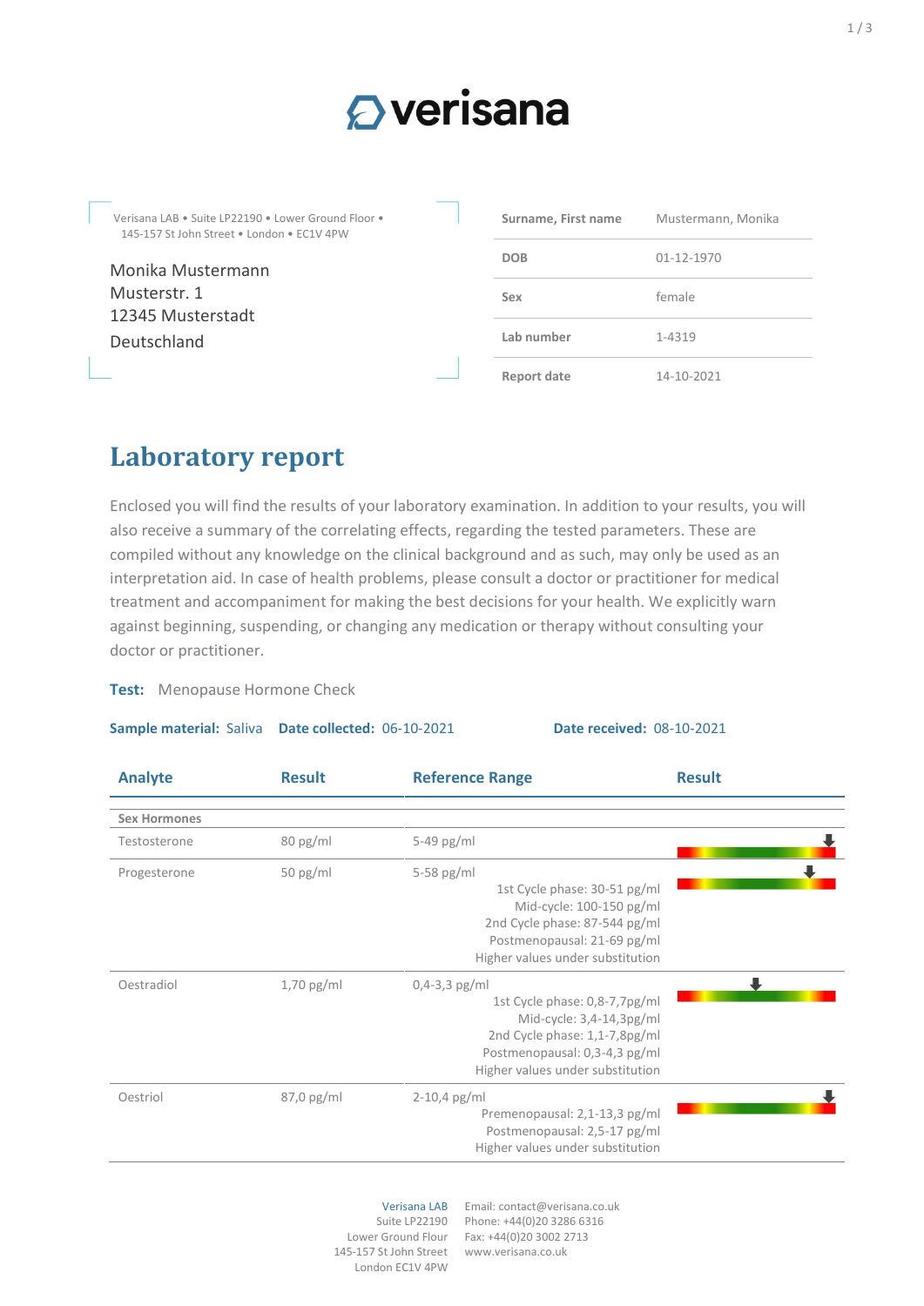verisana

Verisana LAB • Suite LP22190 • Lower Ground Floor • 145-157 St John Street • London • EC1V 4PW

Monika Mustermann
Musterstr. 1
12345 Musterstadt
Deutschland

| | |
|---|---|
| **Surname, First name** | Mustermann, Monika |
| **DOB** | 01-12-1970 |
| **Sex** | female |
| **Lab number** | 1-4319 |
| **Report date** | 14-10-2021 |

# Laboratory report

Enclosed you will find the results of your laboratory examination. In addition to your results, you will also receive a summary of the correlating effects, regarding the tested parameters. These are compiled without any knowledge on the clinical background and as such, may only be used as an interpretation aid. In case of health problems, please consult a doctor or practitioner for medical treatment and accompaniment for making the best decisions for your health. We explicitly warn against beginning, suspending, or changing any medication or therapy without consulting your doctor or practitioner.

**Test:** Menopause Hormone Check

**Sample material:** Saliva **Date collected:** 06-10-2021 **Date received:** 08-10-2021

| Analyte | Result | Reference Range | Result |
|---|---|---|---|
| **Sex Hormones** | | | |
| Testosterone | 80 pg/ml | 5-49 pg/ml | |
| Progesterone | 50 pg/ml | 5-58 pg/ml<br>1st Cycle phase: 30-51 pg/ml<br>Mid-cycle: 100-150 pg/ml<br>2nd Cycle phase: 87-544 pg/ml<br>Postmenopausal: 21-69 pg/ml<br>Higher values under substitution | |
| Oestradiol | 1,70 pg/ml | 0,4-3,3 pg/ml<br>1st Cycle phase: 0,8-7,7pg/ml<br>Mid-cycle: 3,4-14,3pg/ml<br>2nd Cycle phase: 1,1-7,8pg/ml<br>Postmenopausal: 0,3-4,3 pg/ml<br>Higher values under substitution | |
| Oestriol | 87,0 pg/ml | 2-10,4 pg/ml<br>Premenopausal: 2,1-13,3 pg/ml<br>Postmenopausal: 2,5-17 pg/ml<br>Higher values under substitution | |

Verisana LAB
Suite LP22190
Lower Ground Flour
145-157 St John Street
London EC1V 4PW

Email: contact@verisana.co.uk
Phone: +44(0)20 3286 6316
Fax: +44(0)20 3002 2713
www.verisana.co.uk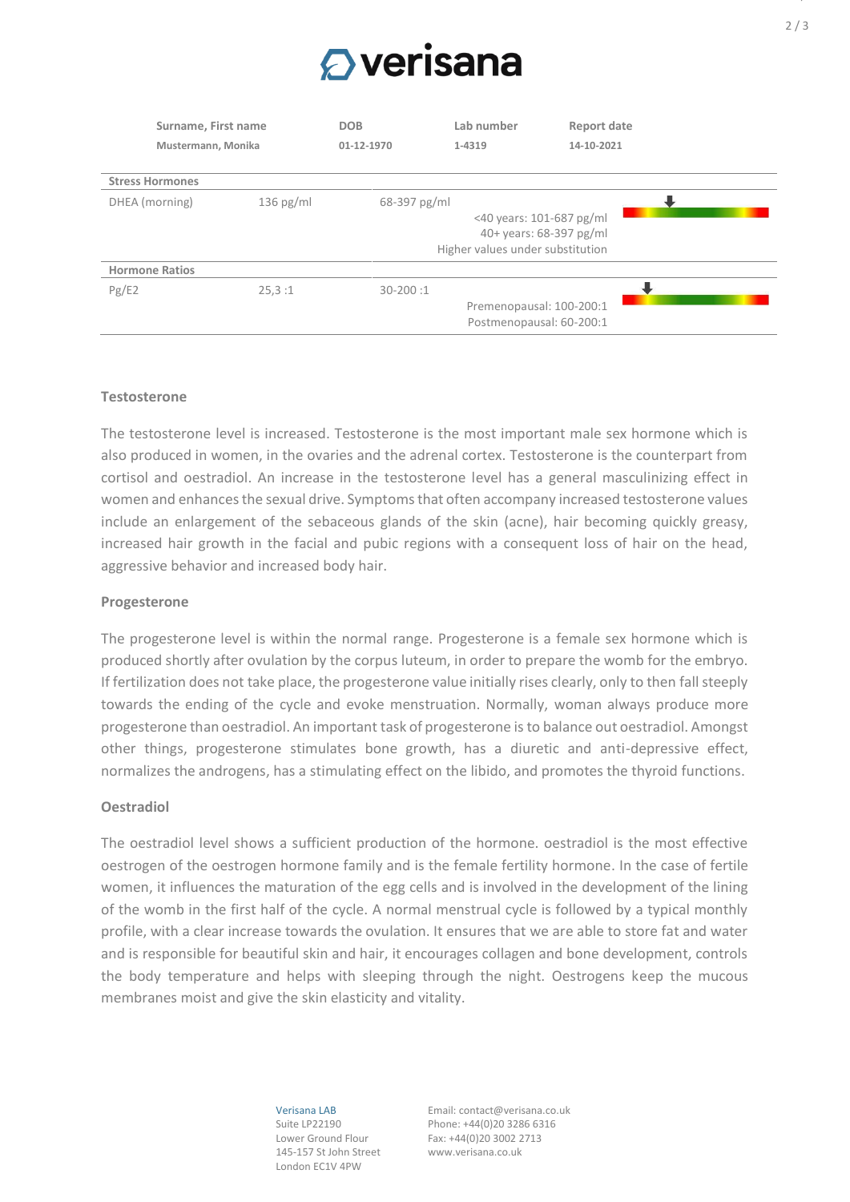| Surname, First name | DOB | Lab number | Report date |
|---|---|---|---|
| Mustermann, Monika | 01-12-1970 | 1-4319 | 14-10-2021 |

| Stress Hormones | | | |
|---|---|---|---|
| DHEA (morning) | 136 pg/ml | 68-397 pg/ml | <40 years: 101-687 pg/ml<br>40+ years: 68-397 pg/ml<br>Higher values under substitution |
| **Hormone Ratios** | | | |
| Pg/E2 | 25,3 :1 | 30-200 :1 | Premenopausal: 100-200:1<br>Postmenopausal: 60-200:1 |

### Testosterone

The testosterone level is increased. Testosterone is the most important male sex hormone which is also produced in women, in the ovaries and the adrenal cortex. Testosterone is the counterpart from cortisol and oestradiol. An increase in the testosterone level has a general masculinizing effect in women and enhances the sexual drive. Symptoms that often accompany increased testosterone values include an enlargement of the sebaceous glands of the skin (acne), hair becoming quickly greasy, increased hair growth in the facial and pubic regions with a consequent loss of hair on the head, aggressive behavior and increased body hair.

### Progesterone

The progesterone level is within the normal range. Progesterone is a female sex hormone which is produced shortly after ovulation by the corpus luteum, in order to prepare the womb for the embryo. If fertilization does not take place, the progesterone value initially rises clearly, only to then fall steeply towards the ending of the cycle and evoke menstruation. Normally, woman always produce more progesterone than oestradiol. An important task of progesterone is to balance out oestradiol. Amongst other things, progesterone stimulates bone growth, has a diuretic and anti-depressive effect, normalizes the androgens, has a stimulating effect on the libido, and promotes the thyroid functions.

### Oestradiol

The oestradiol level shows a sufficient production of the hormone. oestradiol is the most effective oestrogen of the oestrogen hormone family and is the female fertility hormone. In the case of fertile women, it influences the maturation of the egg cells and is involved in the development of the lining of the womb in the first half of the cycle. A normal menstrual cycle is followed by a typical monthly profile, with a clear increase towards the ovulation. It ensures that we are able to store fat and water and is responsible for beautiful skin and hair, it encourages collagen and bone development, controls the body temperature and helps with sleeping through the night. Oestrogens keep the mucous membranes moist and give the skin elasticity and vitality.

Verisana LAB
Suite LP22190
Lower Ground Floor
145-157 St John Street
London EC1V 4PW

Email: contact@verisana.co.uk
Phone: +44(0)20 3286 6316
Fax: +44(0)20 3002 2713
www.verisana.co.uk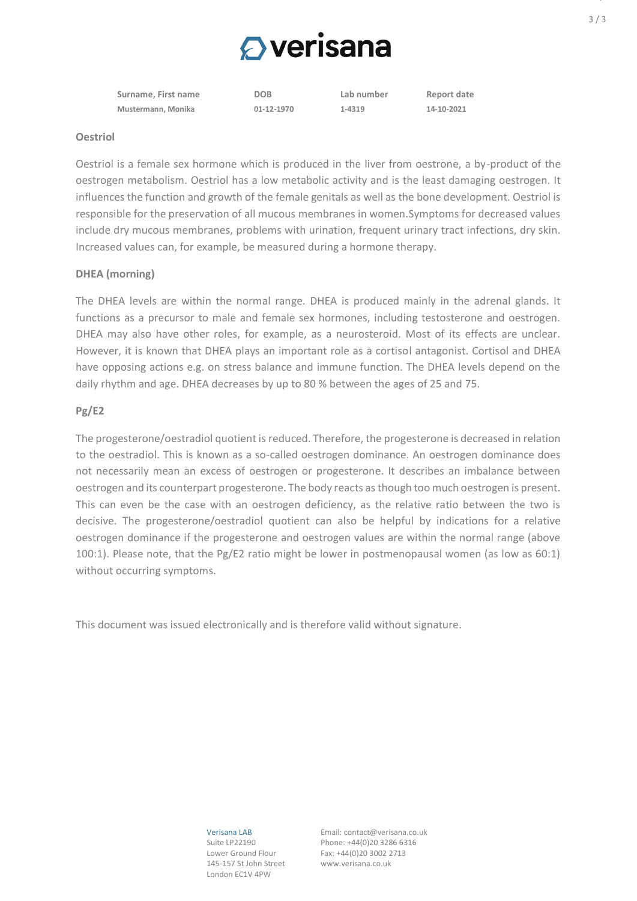| Surname, First name | DOB | Lab number | Report date |
| --- | --- | --- | --- |
| Mustermann, Monika | 01-12-1970 | 1-4319 | 14-10-2021 |

### Oestriol

Oestriol is a female sex hormone which is produced in the liver from oestrone, a by-product of the oestrogen metabolism. Oestriol has a low metabolic activity and is the least damaging oestrogen. It influences the function and growth of the female genitals as well as the bone development. Oestriol is responsible for the preservation of all mucous membranes in women.Symptoms for decreased values include dry mucous membranes, problems with urination, frequent urinary tract infections, dry skin. Increased values can, for example, be measured during a hormone therapy.

### DHEA (morning)

The DHEA levels are within the normal range. DHEA is produced mainly in the adrenal glands. It functions as a precursor to male and female sex hormones, including testosterone and oestrogen. DHEA may also have other roles, for example, as a neurosteroid. Most of its effects are unclear. However, it is known that DHEA plays an important role as a cortisol antagonist. Cortisol and DHEA have opposing actions e.g. on stress balance and immune function. The DHEA levels depend on the daily rhythm and age. DHEA decreases by up to 80 % between the ages of 25 and 75.

### Pg/E2

The progesterone/oestradiol quotient is reduced. Therefore, the progesterone is decreased in relation to the oestradiol. This is known as a so-called oestrogen dominance. An oestrogen dominance does not necessarily mean an excess of oestrogen or progesterone. It describes an imbalance between oestrogen and its counterpart progesterone. The body reacts as though too much oestrogen is present. This can even be the case with an oestrogen deficiency, as the relative ratio between the two is decisive. The progesterone/oestradiol quotient can also be helpful by indications for a relative oestrogen dominance if the progesterone and oestrogen values are within the normal range (above 100:1). Please note, that the Pg/E2 ratio might be lower in postmenopausal women (as low as 60:1) without occurring symptoms.

This document was issued electronically and is therefore valid without signature.

Verisana LAB
Suite LP22190
Lower Ground Flour
145-157 St John Street
London EC1V 4PW

Email: contact@verisana.co.uk
Phone: +44(0)20 3286 6316
Fax: +44(0)20 3002 2713
www.verisana.co.uk